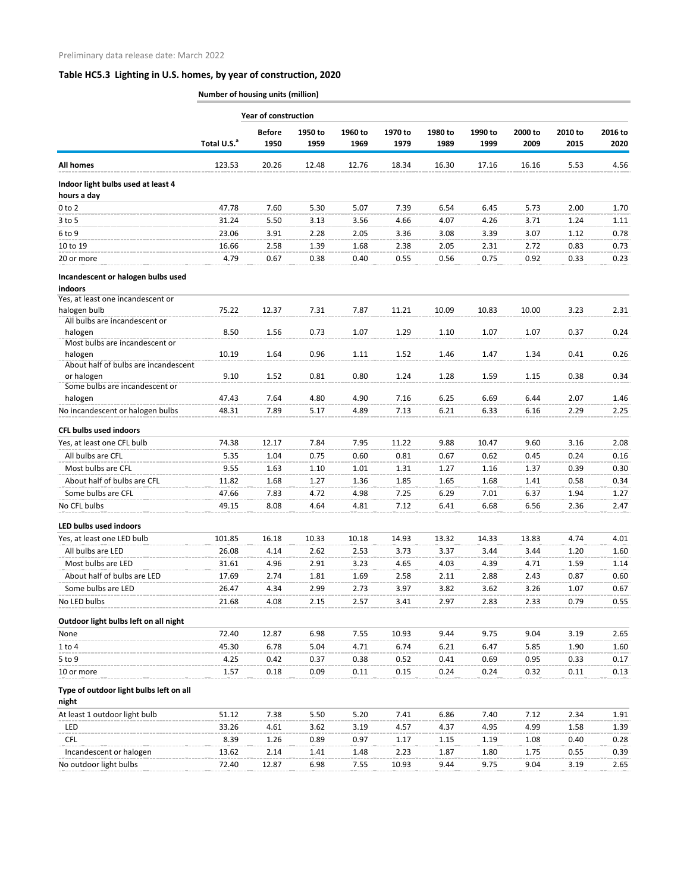Preliminary data release date: March 2022

## Table HC5.3 Lighting in U.S. homes, by year of construction, 2020

| | Number of housing units (million) | | | | | | | | | |
|---|---|---|---|---|---|---|---|---|---|---|
| | | Year of construction | | | | | | | | |
| | Total U.S.[a] | Before 1950 | 1950 to 1959 | 1960 to 1969 | 1970 to 1979 | 1980 to 1989 | 1990 to 1999 | 2000 to 2009 | 2010 to 2015 | 2016 to 2020 |
| **All homes** | 123.53 | 20.26 | 12.48 | 12.76 | 18.34 | 16.30 | 17.16 | 16.16 | 5.53 | 4.56 |
| **Indoor light bulbs used at least 4 hours a day** | | | | | | | | | | |
| 0 to 2 | 47.78 | 7.60 | 5.30 | 5.07 | 7.39 | 6.54 | 6.45 | 5.73 | 2.00 | 1.70 |
| 3 to 5 | 31.24 | 5.50 | 3.13 | 3.56 | 4.66 | 4.07 | 4.26 | 3.71 | 1.24 | 1.11 |
| 6 to 9 | 23.06 | 3.91 | 2.28 | 2.05 | 3.36 | 3.08 | 3.39 | 3.07 | 1.12 | 0.78 |
| 10 to 19 | 16.66 | 2.58 | 1.39 | 1.68 | 2.38 | 2.05 | 2.31 | 2.72 | 0.83 | 0.73 |
| 20 or more | 4.79 | 0.67 | 0.38 | 0.40 | 0.55 | 0.56 | 0.75 | 0.92 | 0.33 | 0.23 |
| **Incandescent or halogen bulbs used indoors** | | | | | | | | | | |
| Yes, at least one incandescent or halogen bulb | 75.22 | 12.37 | 7.31 | 7.87 | 11.21 | 10.09 | 10.83 | 10.00 | 3.23 | 2.31 |
| All bulbs are incandescent or halogen | 8.50 | 1.56 | 0.73 | 1.07 | 1.29 | 1.10 | 1.07 | 1.07 | 0.37 | 0.24 |
| Most bulbs are incandescent or halogen | 10.19 | 1.64 | 0.96 | 1.11 | 1.52 | 1.46 | 1.47 | 1.34 | 0.41 | 0.26 |
| About half of bulbs are incandescent or halogen | 9.10 | 1.52 | 0.81 | 0.80 | 1.24 | 1.28 | 1.59 | 1.15 | 0.38 | 0.34 |
| Some bulbs are incandescent or halogen | 47.43 | 7.64 | 4.80 | 4.90 | 7.16 | 6.25 | 6.69 | 6.44 | 2.07 | 1.46 |
| No incandescent or halogen bulbs | 48.31 | 7.89 | 5.17 | 4.89 | 7.13 | 6.21 | 6.33 | 6.16 | 2.29 | 2.25 |
| **CFL bulbs used indoors** | | | | | | | | | | |
| Yes, at least one CFL bulb | 74.38 | 12.17 | 7.84 | 7.95 | 11.22 | 9.88 | 10.47 | 9.60 | 3.16 | 2.08 |
| All bulbs are CFL | 5.35 | 1.04 | 0.75 | 0.60 | 0.81 | 0.67 | 0.62 | 0.45 | 0.24 | 0.16 |
| Most bulbs are CFL | 9.55 | 1.63 | 1.10 | 1.01 | 1.31 | 1.27 | 1.16 | 1.37 | 0.39 | 0.30 |
| About half of bulbs are CFL | 11.82 | 1.68 | 1.27 | 1.36 | 1.85 | 1.65 | 1.68 | 1.41 | 0.58 | 0.34 |
| Some bulbs are CFL | 47.66 | 7.83 | 4.72 | 4.98 | 7.25 | 6.29 | 7.01 | 6.37 | 1.94 | 1.27 |
| No CFL bulbs | 49.15 | 8.08 | 4.64 | 4.81 | 7.12 | 6.41 | 6.68 | 6.56 | 2.36 | 2.47 |
| **LED bulbs used indoors** | | | | | | | | | | |
| Yes, at least one LED bulb | 101.85 | 16.18 | 10.33 | 10.18 | 14.93 | 13.32 | 14.33 | 13.83 | 4.74 | 4.01 |
| All bulbs are LED | 26.08 | 4.14 | 2.62 | 2.53 | 3.73 | 3.37 | 3.44 | 3.44 | 1.20 | 1.60 |
| Most bulbs are LED | 31.61 | 4.96 | 2.91 | 3.23 | 4.65 | 4.03 | 4.39 | 4.71 | 1.59 | 1.14 |
| About half of bulbs are LED | 17.69 | 2.74 | 1.81 | 1.69 | 2.58 | 2.11 | 2.88 | 2.43 | 0.87 | 0.60 |
| Some bulbs are LED | 26.47 | 4.34 | 2.99 | 2.73 | 3.97 | 3.82 | 3.62 | 3.26 | 1.07 | 0.67 |
| No LED bulbs | 21.68 | 4.08 | 2.15 | 2.57 | 3.41 | 2.97 | 2.83 | 2.33 | 0.79 | 0.55 |
| **Outdoor light bulbs left on all night** | | | | | | | | | | |
| None | 72.40 | 12.87 | 6.98 | 7.55 | 10.93 | 9.44 | 9.75 | 9.04 | 3.19 | 2.65 |
| 1 to 4 | 45.30 | 6.78 | 5.04 | 4.71 | 6.74 | 6.21 | 6.47 | 5.85 | 1.90 | 1.60 |
| 5 to 9 | 4.25 | 0.42 | 0.37 | 0.38 | 0.52 | 0.41 | 0.69 | 0.95 | 0.33 | 0.17 |
| 10 or more | 1.57 | 0.18 | 0.09 | 0.11 | 0.15 | 0.24 | 0.24 | 0.32 | 0.11 | 0.13 |
| **Type of outdoor light bulbs left on all night** | | | | | | | | | | |
| At least 1 outdoor light bulb | 51.12 | 7.38 | 5.50 | 5.20 | 7.41 | 6.86 | 7.40 | 7.12 | 2.34 | 1.91 |
| LED | 33.26 | 4.61 | 3.62 | 3.19 | 4.57 | 4.37 | 4.95 | 4.99 | 1.58 | 1.39 |
| CFL | 8.39 | 1.26 | 0.89 | 0.97 | 1.17 | 1.15 | 1.19 | 1.08 | 0.40 | 0.28 |
| Incandescent or halogen | 13.62 | 2.14 | 1.41 | 1.48 | 2.23 | 1.87 | 1.80 | 1.75 | 0.55 | 0.39 |
| No outdoor light bulbs | 72.40 | 12.87 | 6.98 | 7.55 | 10.93 | 9.44 | 9.75 | 9.04 | 3.19 | 2.65 |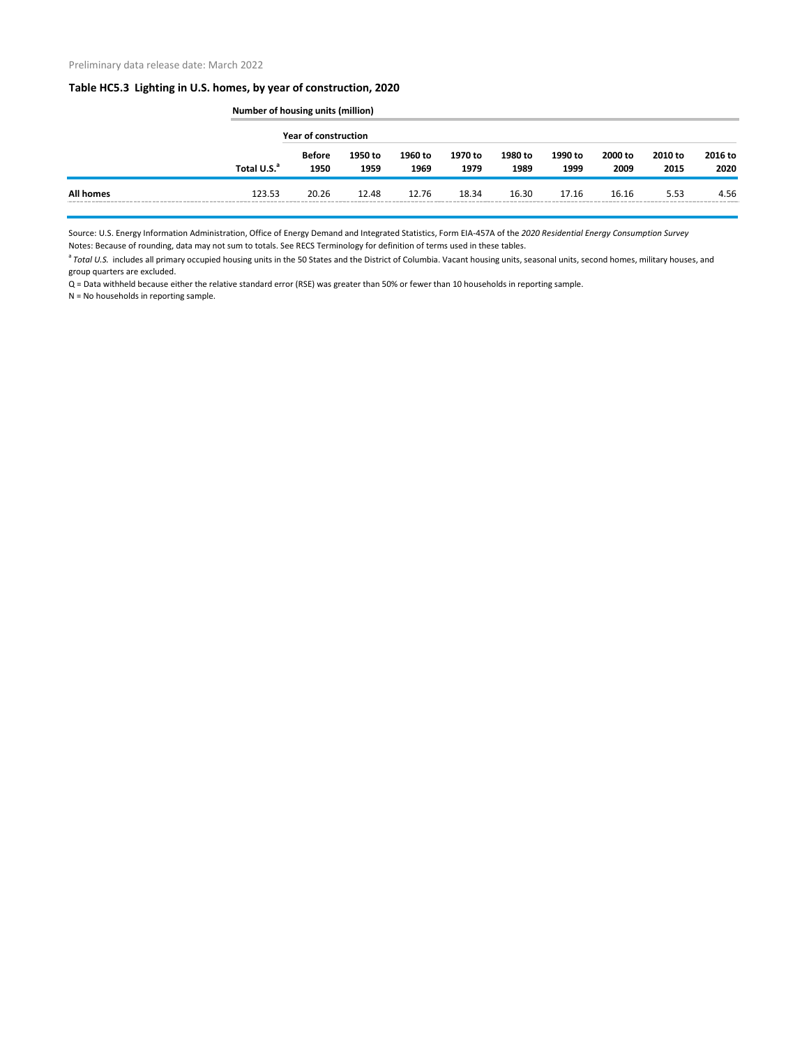Preliminary data release date: March 2022

## Table HC5.3 Lighting in U.S. homes, by year of construction, 2020

| | Number of housing units (million) | | | | | | | | | |
|---|---|---|---|---|---|---|---|---|---|---|
| | | Year of construction | | | | | | | | |
| | Total U.S.[a] | Before 1950 | 1950 to 1959 | 1960 to 1969 | 1970 to 1979 | 1980 to 1989 | 1990 to 1999 | 2000 to 2009 | 2010 to 2015 | 2016 to 2020 |
| **All homes** | 123.53 | 20.26 | 12.48 | 12.76 | 18.34 | 16.30 | 17.16 | 16.16 | 5.53 | 4.56 |

Source: U.S. Energy Information Administration, Office of Energy Demand and Integrated Statistics, Form EIA-457A of the *2020 Residential Energy Consumption Survey*

Notes: Because of rounding, data may not sum to totals. See RECS Terminology for definition of terms used in these tables.

[a] *Total U.S.* includes all primary occupied housing units in the 50 States and the District of Columbia. Vacant housing units, seasonal units, second homes, military houses, and group quarters are excluded.

Q = Data withheld because either the relative standard error (RSE) was greater than 50% or fewer than 10 households in reporting sample.

N = No households in reporting sample.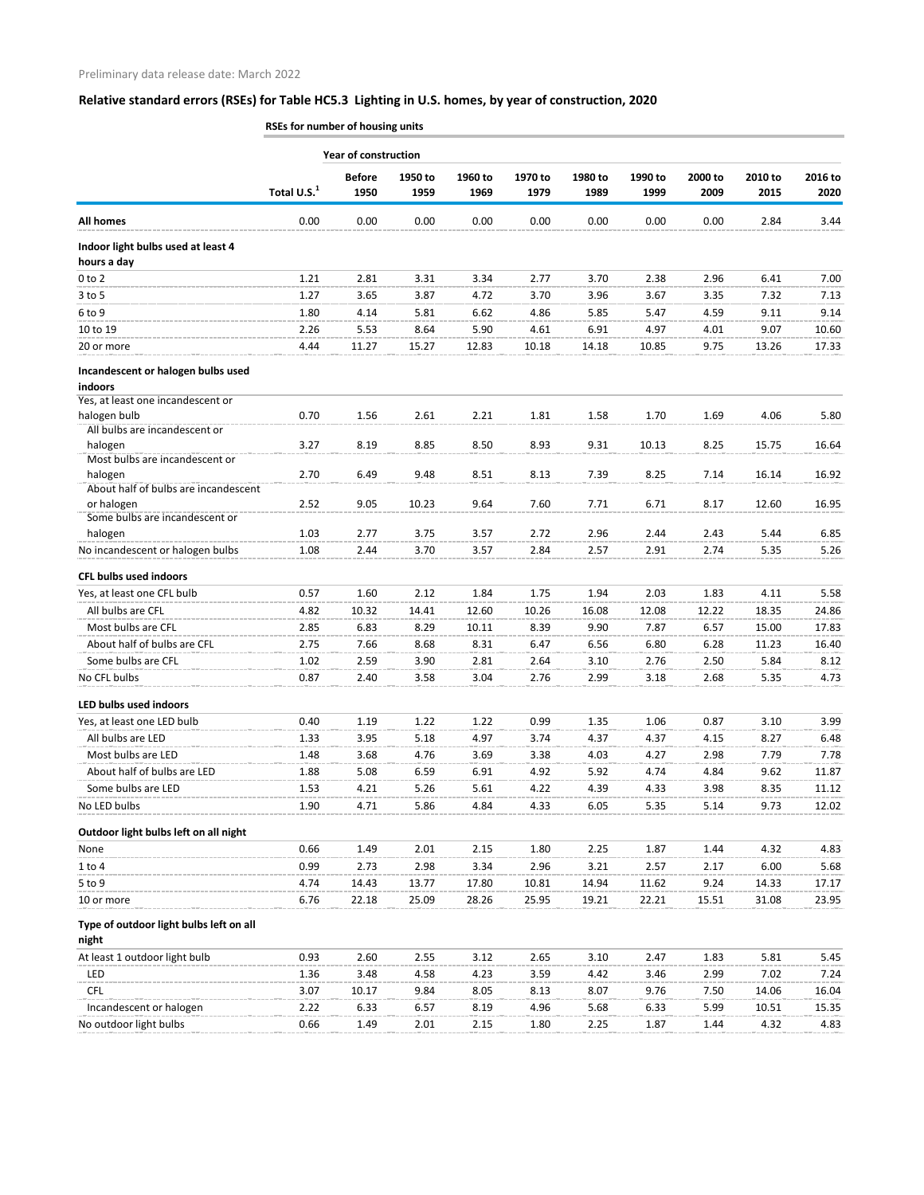Preliminary data release date: March 2022

## Relative standard errors (RSEs) for Table HC5.3 Lighting in U.S. homes, by year of construction, 2020

| | RSEs for number of housing units | | | | | | | | | |
|---|---|---|---|---|---|---|---|---|---|---|
| | | Year of construction | | | | | | | | |
| | Total U.S.[1] | Before 1950 | 1950 to 1959 | 1960 to 1969 | 1970 to 1979 | 1980 to 1989 | 1990 to 1999 | 2000 to 2009 | 2010 to 2015 | 2016 to 2020 |
| **All homes** | 0.00 | 0.00 | 0.00 | 0.00 | 0.00 | 0.00 | 0.00 | 0.00 | 2.84 | 3.44 |
| **Indoor light bulbs used at least 4 hours a day** | | | | | | | | | | |
| 0 to 2 | 1.21 | 2.81 | 3.31 | 3.34 | 2.77 | 3.70 | 2.38 | 2.96 | 6.41 | 7.00 |
| 3 to 5 | 1.27 | 3.65 | 3.87 | 4.72 | 3.70 | 3.96 | 3.67 | 3.35 | 7.32 | 7.13 |
| 6 to 9 | 1.80 | 4.14 | 5.81 | 6.62 | 4.86 | 5.85 | 5.47 | 4.59 | 9.11 | 9.14 |
| 10 to 19 | 2.26 | 5.53 | 8.64 | 5.90 | 4.61 | 6.91 | 4.97 | 4.01 | 9.07 | 10.60 |
| 20 or more | 4.44 | 11.27 | 15.27 | 12.83 | 10.18 | 14.18 | 10.85 | 9.75 | 13.26 | 17.33 |
| **Incandescent or halogen bulbs used indoors** | | | | | | | | | | |
| Yes, at least one incandescent or halogen bulb | 0.70 | 1.56 | 2.61 | 2.21 | 1.81 | 1.58 | 1.70 | 1.69 | 4.06 | 5.80 |
| All bulbs are incandescent or halogen | 3.27 | 8.19 | 8.85 | 8.50 | 8.93 | 9.31 | 10.13 | 8.25 | 15.75 | 16.64 |
| Most bulbs are incandescent or halogen | 2.70 | 6.49 | 9.48 | 8.51 | 8.13 | 7.39 | 8.25 | 7.14 | 16.14 | 16.92 |
| About half of bulbs are incandescent or halogen | 2.52 | 9.05 | 10.23 | 9.64 | 7.60 | 7.71 | 6.71 | 8.17 | 12.60 | 16.95 |
| Some bulbs are incandescent or halogen | 1.03 | 2.77 | 3.75 | 3.57 | 2.72 | 2.96 | 2.44 | 2.43 | 5.44 | 6.85 |
| No incandescent or halogen bulbs | 1.08 | 2.44 | 3.70 | 3.57 | 2.84 | 2.57 | 2.91 | 2.74 | 5.35 | 5.26 |
| **CFL bulbs used indoors** | | | | | | | | | | |
| Yes, at least one CFL bulb | 0.57 | 1.60 | 2.12 | 1.84 | 1.75 | 1.94 | 2.03 | 1.83 | 4.11 | 5.58 |
| All bulbs are CFL | 4.82 | 10.32 | 14.41 | 12.60 | 10.26 | 16.08 | 12.08 | 12.22 | 18.35 | 24.86 |
| Most bulbs are CFL | 2.85 | 6.83 | 8.29 | 10.11 | 8.39 | 9.90 | 7.87 | 6.57 | 15.00 | 17.83 |
| About half of bulbs are CFL | 2.75 | 7.66 | 8.68 | 8.31 | 6.47 | 6.56 | 6.80 | 6.28 | 11.23 | 16.40 |
| Some bulbs are CFL | 1.02 | 2.59 | 3.90 | 2.81 | 2.64 | 3.10 | 2.76 | 2.50 | 5.84 | 8.12 |
| No CFL bulbs | 0.87 | 2.40 | 3.58 | 3.04 | 2.76 | 2.99 | 3.18 | 2.68 | 5.35 | 4.73 |
| **LED bulbs used indoors** | | | | | | | | | | |
| Yes, at least one LED bulb | 0.40 | 1.19 | 1.22 | 1.22 | 0.99 | 1.35 | 1.06 | 0.87 | 3.10 | 3.99 |
| All bulbs are LED | 1.33 | 3.95 | 5.18 | 4.97 | 3.74 | 4.37 | 4.37 | 4.15 | 8.27 | 6.48 |
| Most bulbs are LED | 1.48 | 3.68 | 4.76 | 3.69 | 3.38 | 4.03 | 4.27 | 2.98 | 7.79 | 7.78 |
| About half of bulbs are LED | 1.88 | 5.08 | 6.59 | 6.91 | 4.92 | 5.92 | 4.74 | 4.84 | 9.62 | 11.87 |
| Some bulbs are LED | 1.53 | 4.21 | 5.26 | 5.61 | 4.22 | 4.39 | 4.33 | 3.98 | 8.35 | 11.12 |
| No LED bulbs | 1.90 | 4.71 | 5.86 | 4.84 | 4.33 | 6.05 | 5.35 | 5.14 | 9.73 | 12.02 |
| **Outdoor light bulbs left on all night** | | | | | | | | | | |
| None | 0.66 | 1.49 | 2.01 | 2.15 | 1.80 | 2.25 | 1.87 | 1.44 | 4.32 | 4.83 |
| 1 to 4 | 0.99 | 2.73 | 2.98 | 3.34 | 2.96 | 3.21 | 2.57 | 2.17 | 6.00 | 5.68 |
| 5 to 9 | 4.74 | 14.43 | 13.77 | 17.80 | 10.81 | 14.94 | 11.62 | 9.24 | 14.33 | 17.17 |
| 10 or more | 6.76 | 22.18 | 25.09 | 28.26 | 25.95 | 19.21 | 22.21 | 15.51 | 31.08 | 23.95 |
| **Type of outdoor light bulbs left on all night** | | | | | | | | | | |
| At least 1 outdoor light bulb | 0.93 | 2.60 | 2.55 | 3.12 | 2.65 | 3.10 | 2.47 | 1.83 | 5.81 | 5.45 |
| LED | 1.36 | 3.48 | 4.58 | 4.23 | 3.59 | 4.42 | 3.46 | 2.99 | 7.02 | 7.24 |
| CFL | 3.07 | 10.17 | 9.84 | 8.05 | 8.13 | 8.07 | 9.76 | 7.50 | 14.06 | 16.04 |
| Incandescent or halogen | 2.22 | 6.33 | 6.57 | 8.19 | 4.96 | 5.68 | 6.33 | 5.99 | 10.51 | 15.35 |
| No outdoor light bulbs | 0.66 | 1.49 | 2.01 | 2.15 | 1.80 | 2.25 | 1.87 | 1.44 | 4.32 | 4.83 |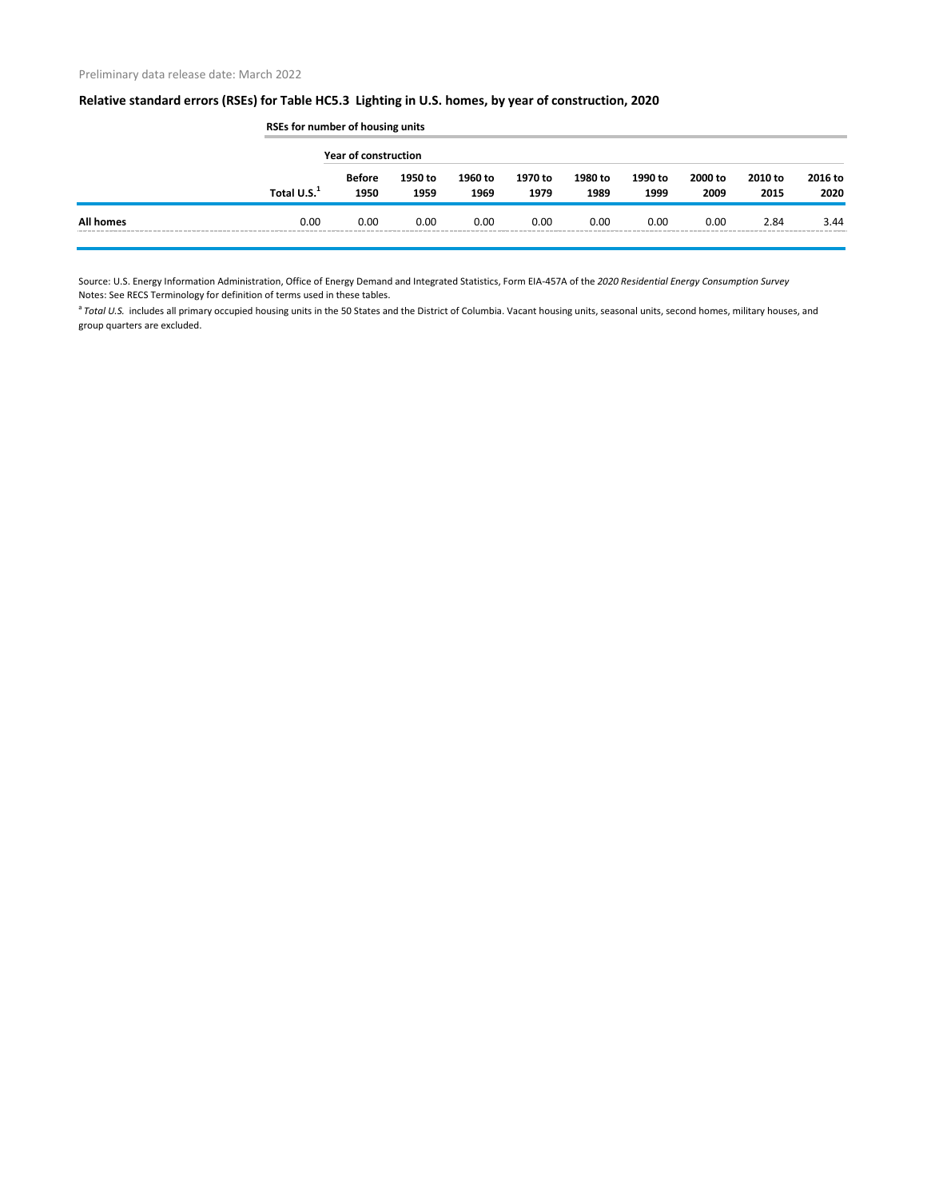Preliminary data release date: March 2022

## Relative standard errors (RSEs) for Table HC5.3 Lighting in U.S. homes, by year of construction, 2020

| | RSEs for number of housing units | | | | | | | | | |
|---|---|---|---|---|---|---|---|---|---|---|
| | | Year of construction | | | | | | | | |
| | Total U.S.[1] | Before 1950 | 1950 to 1959 | 1960 to 1969 | 1970 to 1979 | 1980 to 1989 | 1990 to 1999 | 2000 to 2009 | 2010 to 2015 | 2016 to 2020 |
| **All homes** | 0.00 | 0.00 | 0.00 | 0.00 | 0.00 | 0.00 | 0.00 | 0.00 | 2.84 | 3.44 |

Source: U.S. Energy Information Administration, Office of Energy Demand and Integrated Statistics, Form EIA-457A of the *2020 Residential Energy Consumption Survey*
Notes: See RECS Terminology for definition of terms used in these tables.

[a] *Total U.S.* includes all primary occupied housing units in the 50 States and the District of Columbia. Vacant housing units, seasonal units, second homes, military houses, and group quarters are excluded.